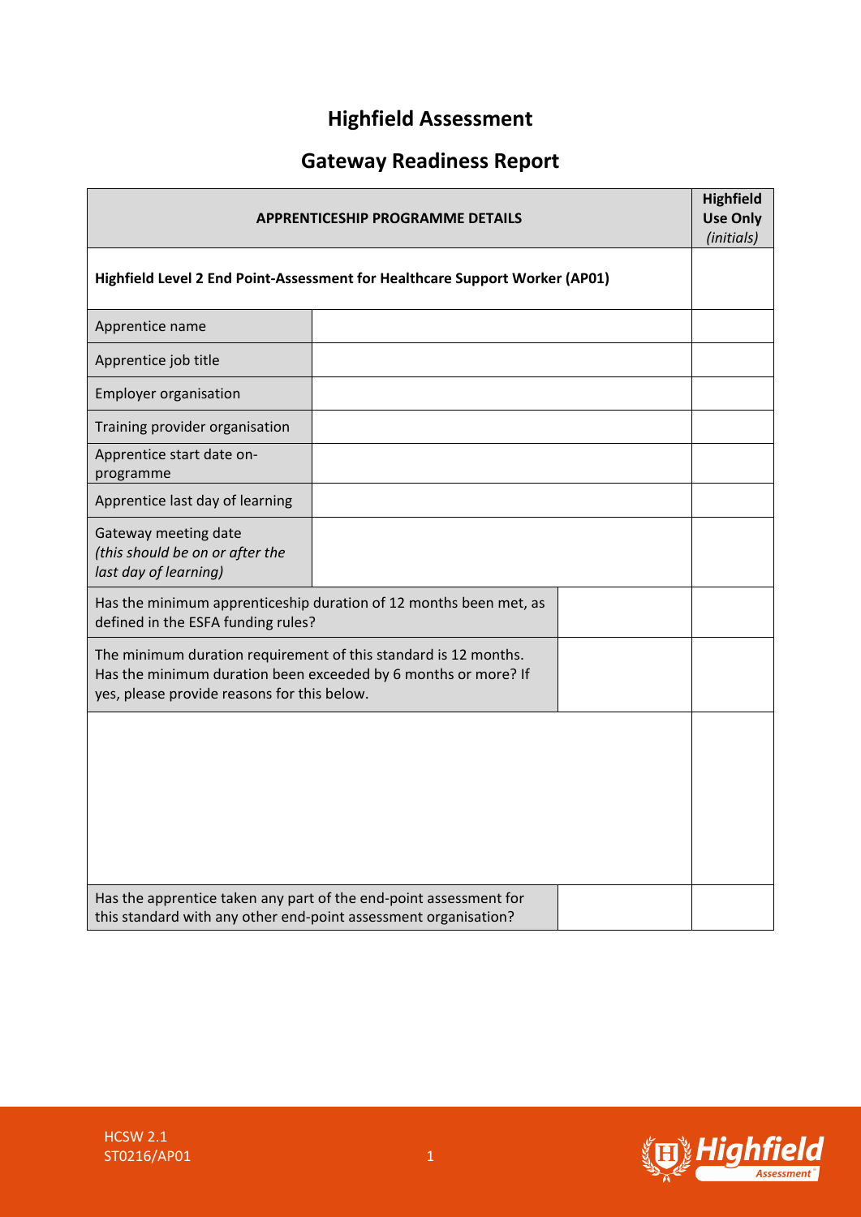# Highfield Assessment

## Gateway Readiness Report

| APPRENTICESHIP PROGRAMME DETAILS | | | **Highfield Use Only** *(initials)* |
|---|---|---|---|
| **Highfield Level 2 End Point-Assessment for Healthcare Support Worker (AP01)** | | | |
| Apprentice name | | | |
| Apprentice job title | | | |
| Employer organisation | | | |
| Training provider organisation | | | |
| Apprentice start date on-programme | | | |
| Apprentice last day of learning | | | |
| Gateway meeting date *(this should be on or after the last day of learning)* | | | |
| Has the minimum apprenticeship duration of 12 months been met, as defined in the ESFA funding rules? | | | |
| The minimum duration requirement of this standard is 12 months. Has the minimum duration been exceeded by 6 months or more? If yes, please provide reasons for this below. | | | |
| | | | |
| Has the apprentice taken any part of the end-point assessment for this standard with any other end-point assessment organisation? | | | |

HCSW 2.1
ST0216/AP01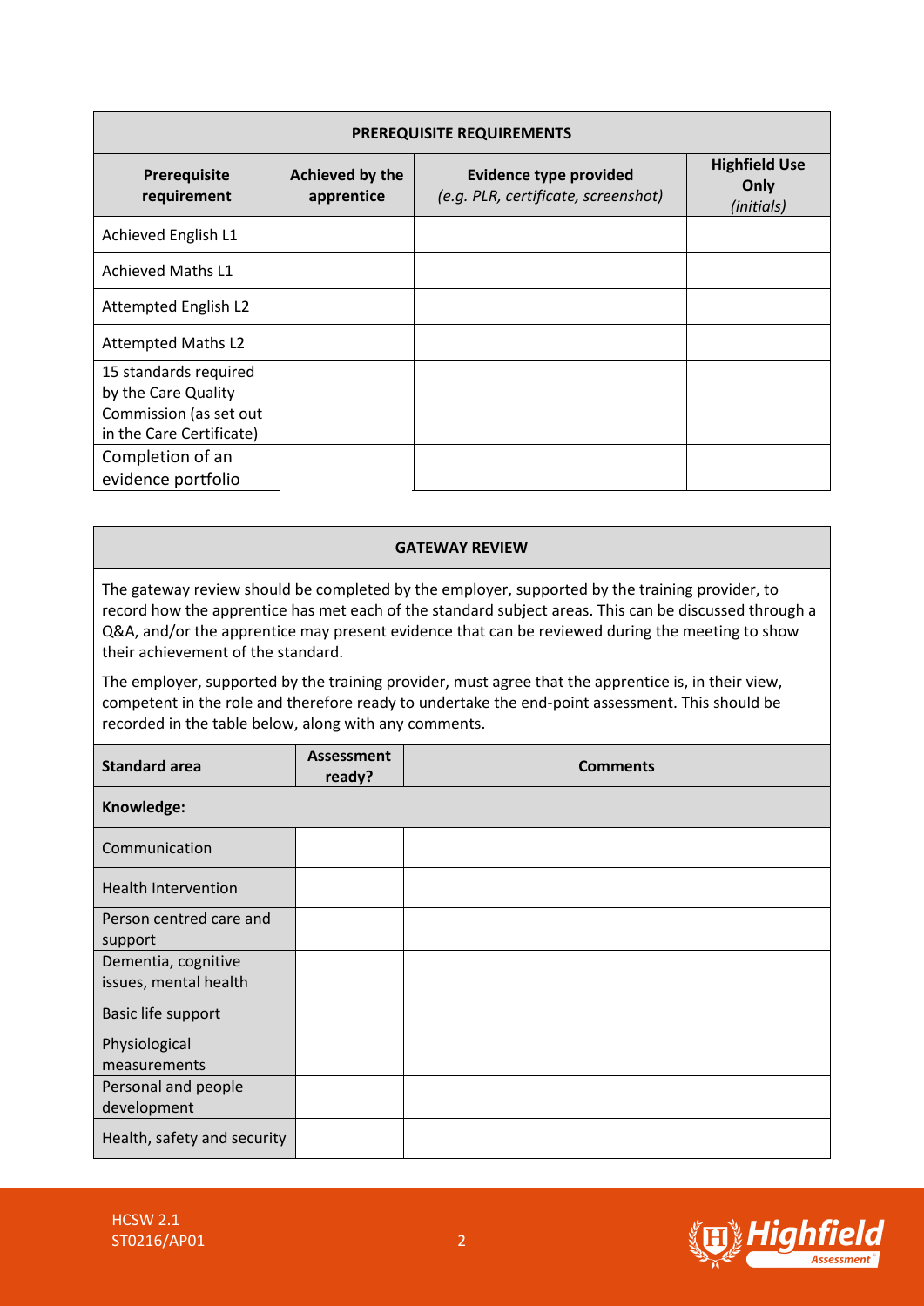| PREREQUISITE REQUIREMENTS | | | |
|---|---|---|---|
| **Prerequisite requirement** | **Achieved by the apprentice** | **Evidence type provided** *(e.g. PLR, certificate, screenshot)* | **Highfield Use Only** *(initials)* |
| Achieved English L1 | | | |
| Achieved Maths L1 | | | |
| Attempted English L2 | | | |
| Attempted Maths L2 | | | |
| 15 standards required by the Care Quality Commission (as set out in the Care Certificate) | | | |
| Completion of an evidence portfolio | | | |

## GATEWAY REVIEW

The gateway review should be completed by the employer, supported by the training provider, to record how the apprentice has met each of the standard subject areas. This can be discussed through a Q&A, and/or the apprentice may present evidence that can be reviewed during the meeting to show their achievement of the standard.

The employer, supported by the training provider, must agree that the apprentice is, in their view, competent in the role and therefore ready to undertake the end-point assessment. This should be recorded in the table below, along with any comments.

| Standard area | Assessment ready? | Comments |
|---|---|---|
| **Knowledge:** | | |
| Communication | | |
| Health Intervention | | |
| Person centred care and support | | |
| Dementia, cognitive issues, mental health | | |
| Basic life support | | |
| Physiological measurements | | |
| Personal and people development | | |
| Health, safety and security | | |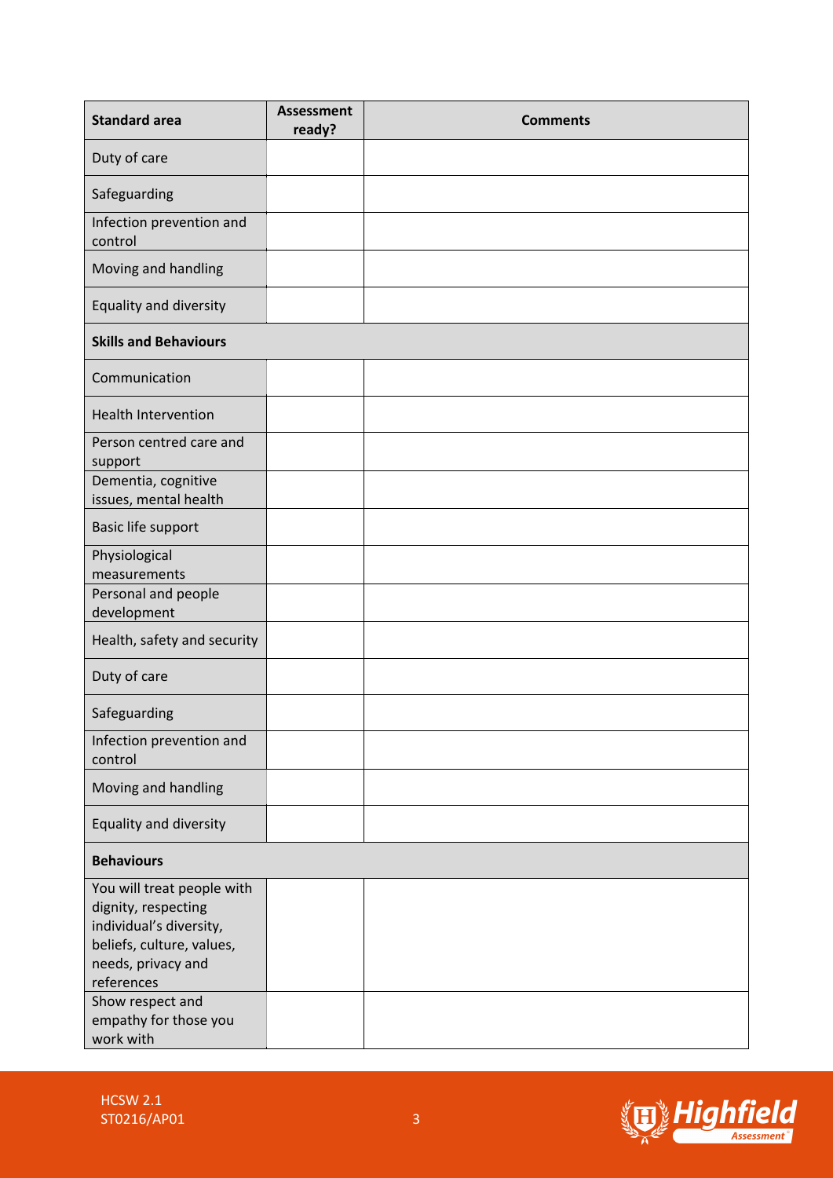| Standard area | Assessment ready? | Comments |
|---|---|---|
| Duty of care | | |
| Safeguarding | | |
| Infection prevention and control | | |
| Moving and handling | | |
| Equality and diversity | | |
| **Skills and Behaviours** | | |
| Communication | | |
| Health Intervention | | |
| Person centred care and support | | |
| Dementia, cognitive issues, mental health | | |
| Basic life support | | |
| Physiological measurements | | |
| Personal and people development | | |
| Health, safety and security | | |
| Duty of care | | |
| Safeguarding | | |
| Infection prevention and control | | |
| Moving and handling | | |
| Equality and diversity | | |
| **Behaviours** | | |
| You will treat people with dignity, respecting individual's diversity, beliefs, culture, values, needs, privacy and references | | |
| Show respect and empathy for those you work with | | |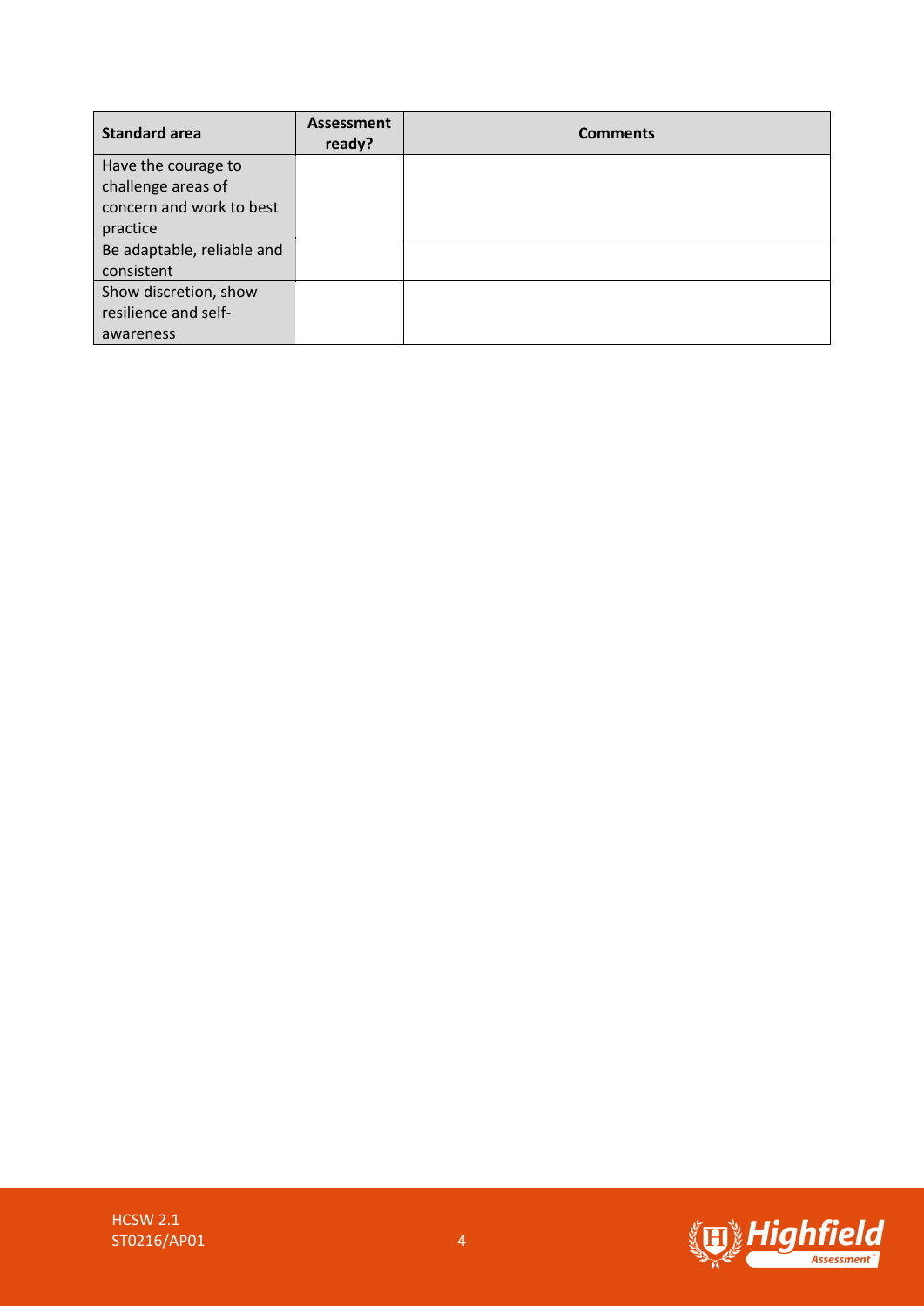| Standard area | Assessment ready? | Comments |
|---|---|---|
| Have the courage to challenge areas of concern and work to best practice | | |
| Be adaptable, reliable and consistent | | |
| Show discretion, show resilience and self-awareness | | |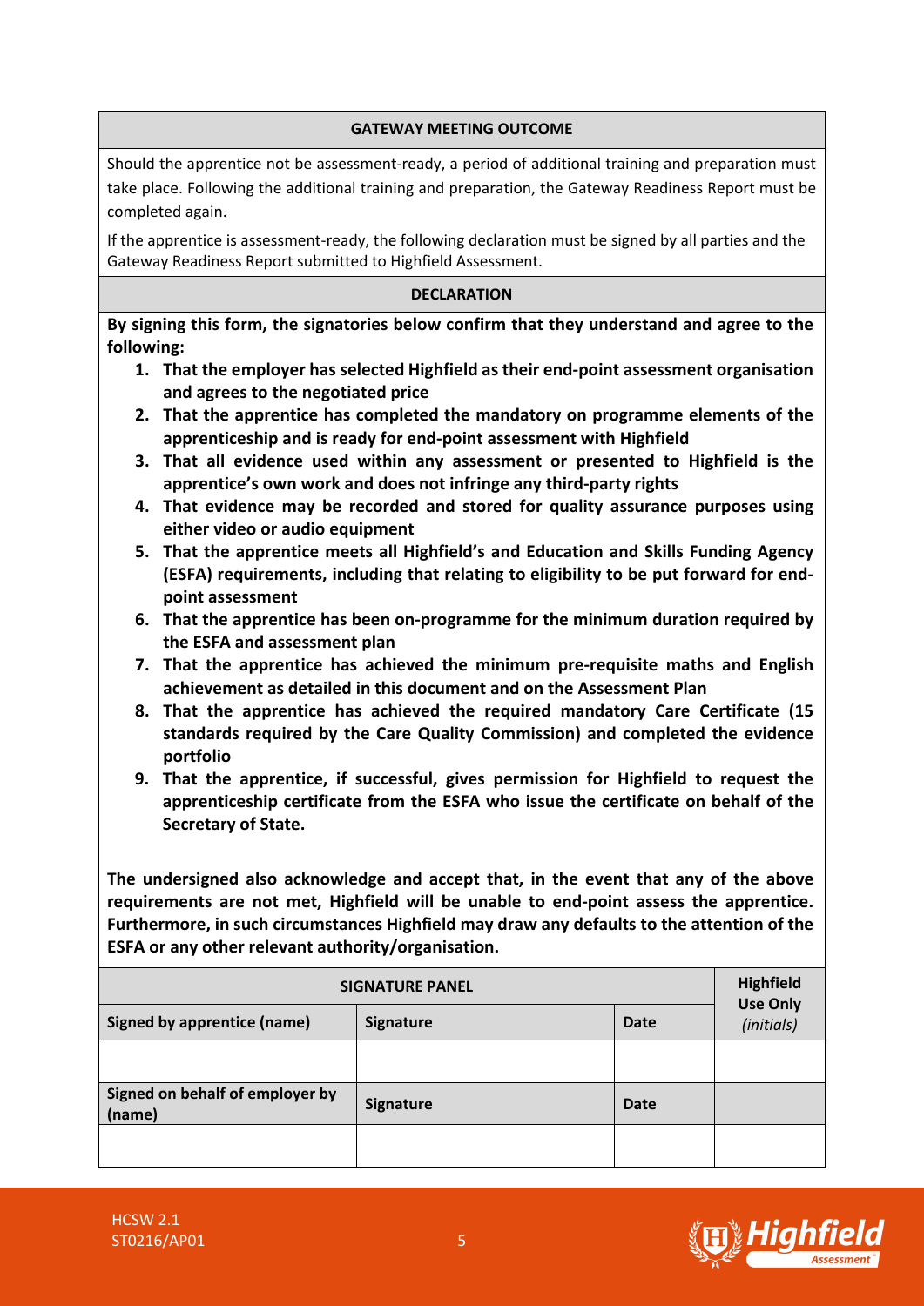| GATEWAY MEETING OUTCOME |
|---|

Should the apprentice not be assessment-ready, a period of additional training and preparation must take place. Following the additional training and preparation, the Gateway Readiness Report must be completed again.

If the apprentice is assessment-ready, the following declaration must be signed by all parties and the Gateway Readiness Report submitted to Highfield Assessment.

| DECLARATION |
|---|

**By signing this form, the signatories below confirm that they understand and agree to the following:**

1. **That the employer has selected Highfield as their end-point assessment organisation and agrees to the negotiated price**
2. **That the apprentice has completed the mandatory on programme elements of the apprenticeship and is ready for end-point assessment with Highfield**
3. **That all evidence used within any assessment or presented to Highfield is the apprentice's own work and does not infringe any third-party rights**
4. **That evidence may be recorded and stored for quality assurance purposes using either video or audio equipment**
5. **That the apprentice meets all Highfield's and Education and Skills Funding Agency (ESFA) requirements, including that relating to eligibility to be put forward for end-point assessment**
6. **That the apprentice has been on-programme for the minimum duration required by the ESFA and assessment plan**
7. **That the apprentice has achieved the minimum pre-requisite maths and English achievement as detailed in this document and on the Assessment Plan**
8. **That the apprentice has achieved the required mandatory Care Certificate (15 standards required by the Care Quality Commission) and completed the evidence portfolio**
9. **That the apprentice, if successful, gives permission for Highfield to request the apprenticeship certificate from the ESFA who issue the certificate on behalf of the Secretary of State.**

**The undersigned also acknowledge and accept that, in the event that any of the above requirements are not met, Highfield will be unable to end-point assess the apprentice. Furthermore, in such circumstances Highfield may draw any defaults to the attention of the ESFA or any other relevant authority/organisation.**

| SIGNATURE PANEL | | | Highfield Use Only *(initials)* |
|---|---|---|---|
| **Signed by apprentice (name)** | **Signature** | **Date** | |
| | | | |
| **Signed on behalf of employer by (name)** | **Signature** | **Date** | |
| | | | |

HCSW 2.1
ST0216/AP01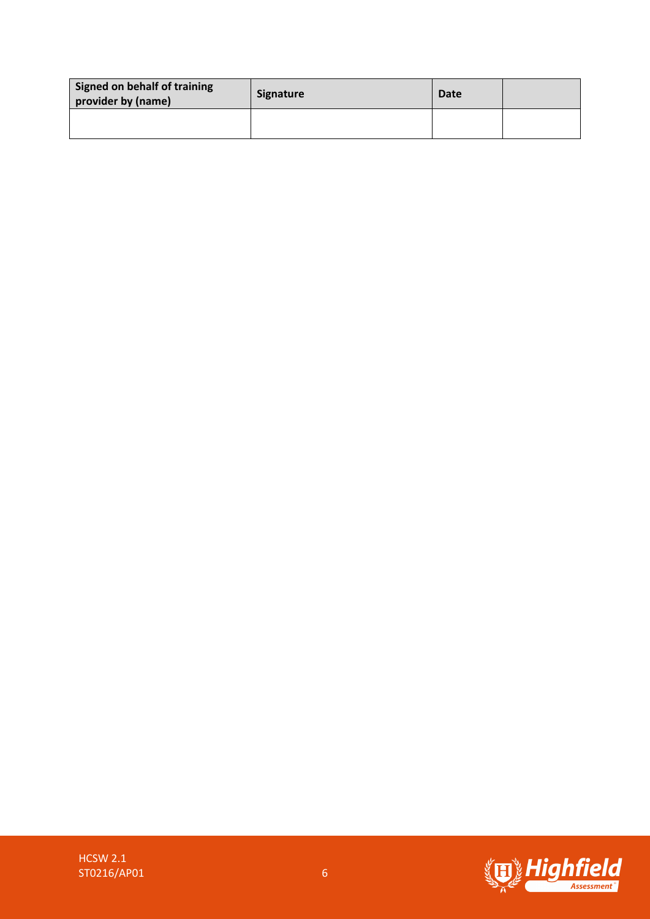| Signed on behalf of training provider by (name) | Signature | Date | |
|---|---|---|---|
| | | | |